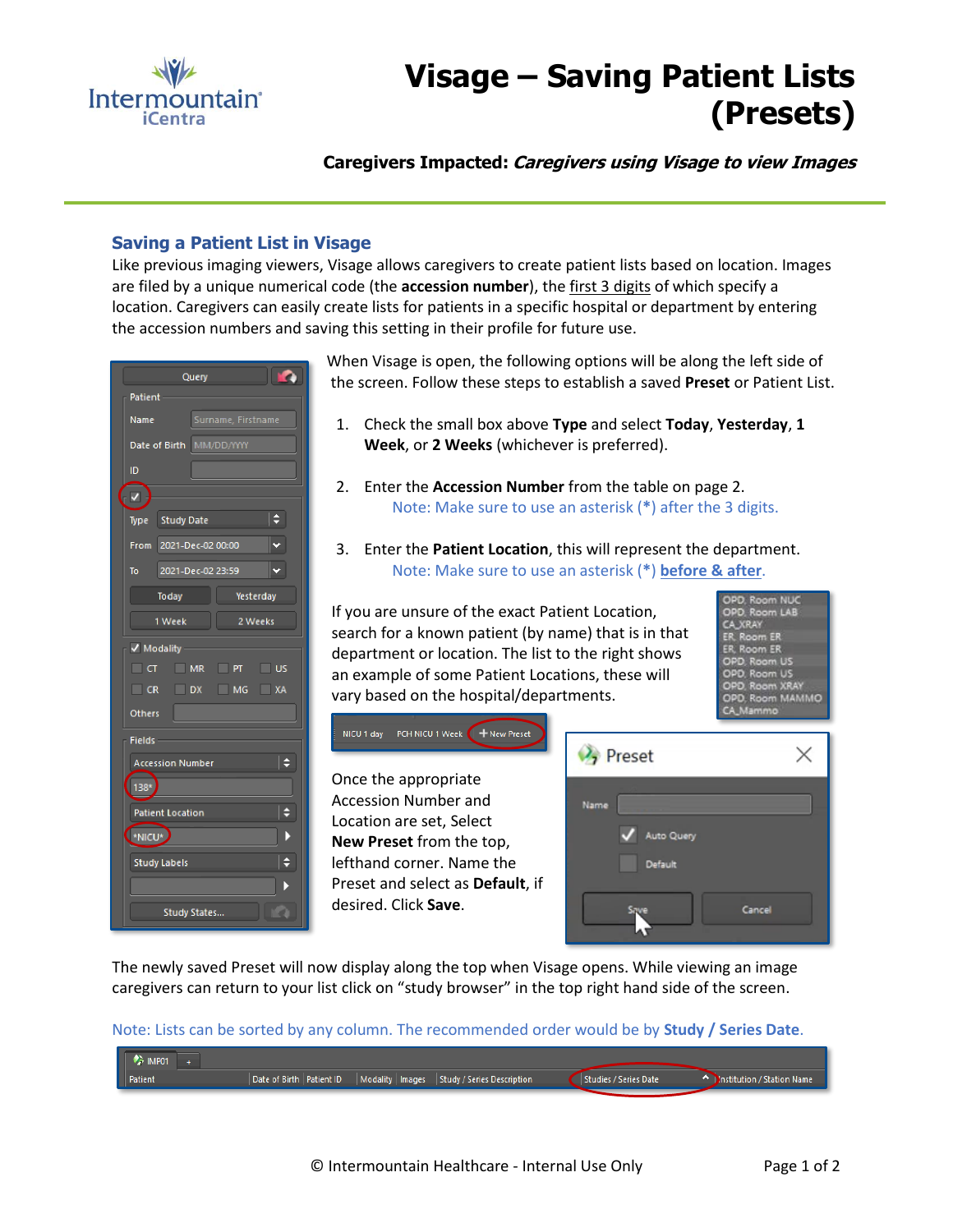# Visage – Saving Patient Lists (Presets)

**Caregivers Impacted:** ***Caregivers using Visage to view Images***

## Saving a Patient List in Visage

Like previous imaging viewers, Visage allows caregivers to create patient lists based on location. Images are filed by a unique numerical code (the **accession number**), the first 3 digits of which specify a location. Caregivers can easily create lists for patients in a specific hospital or department by entering the accession numbers and saving this setting in their profile for future use.

When Visage is open, the following options will be along the left side of the screen. Follow these steps to establish a saved **Preset** or Patient List.

1. Check the small box above **Type** and select **Today**, **Yesterday**, **1 Week**, or **2 Weeks** (whichever is preferred).

2. Enter the **Accession Number** from the table on page 2.
   Note: Make sure to use an asterisk (*) after the 3 digits.

3. Enter the **Patient Location**, this will represent the department.
   Note: Make sure to use an asterisk (*) **before & after**.

If you are unsure of the exact Patient Location, search for a known patient (by name) that is in that department or location. The list to the right shows an example of some Patient Locations, these will vary based on the hospital/departments.

Once the appropriate Accession Number and Location are set, Select **New Preset** from the top, lefthand corner. Name the Preset and select as **Default**, if desired. Click **Save**.

The newly saved Preset will now display along the top when Visage opens. While viewing an image caregivers can return to your list click on "study browser" in the top right hand side of the screen.

Note: Lists can be sorted by any column. The recommended order would be by **Study / Series Date**.

© Intermountain Healthcare - Internal Use Only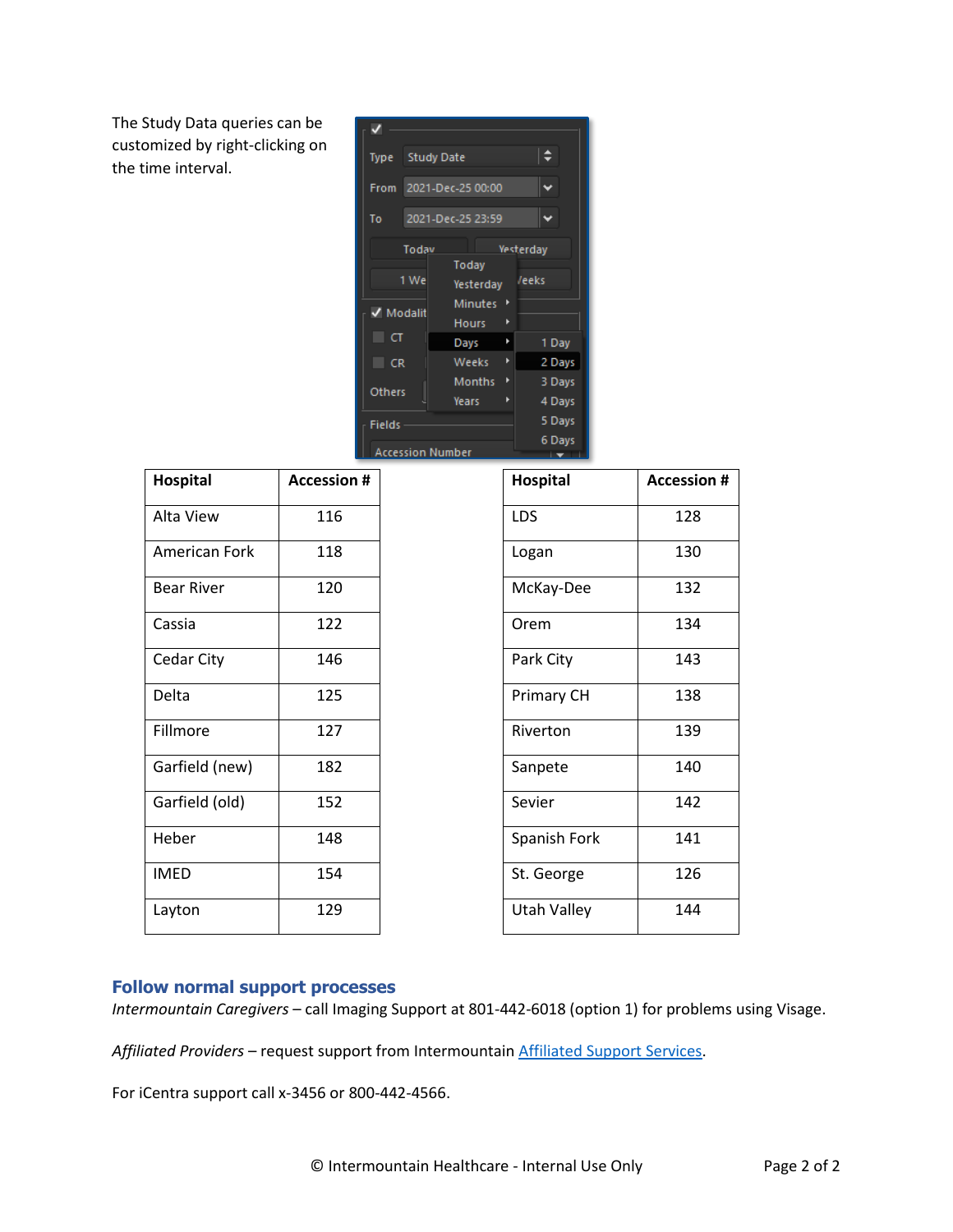The Study Data queries can be customized by right-clicking on the time interval.

| Hospital | Accession # |
|---|---|
| Alta View | 116 |
| American Fork | 118 |
| Bear River | 120 |
| Cassia | 122 |
| Cedar City | 146 |
| Delta | 125 |
| Fillmore | 127 |
| Garfield (new) | 182 |
| Garfield (old) | 152 |
| Heber | 148 |
| IMED | 154 |
| Layton | 129 |

| Hospital | Accession # |
|---|---|
| LDS | 128 |
| Logan | 130 |
| McKay-Dee | 132 |
| Orem | 134 |
| Park City | 143 |
| Primary CH | 138 |
| Riverton | 139 |
| Sanpete | 140 |
| Sevier | 142 |
| Spanish Fork | 141 |
| St. George | 126 |
| Utah Valley | 144 |

## Follow normal support processes

*Intermountain Caregivers* – call Imaging Support at 801-442-6018 (option 1) for problems using Visage.

*Affiliated Providers* – request support from Intermountain Affiliated Support Services.

For iCentra support call x-3456 or 800-442-4566.

© Intermountain Healthcare - Internal Use Only